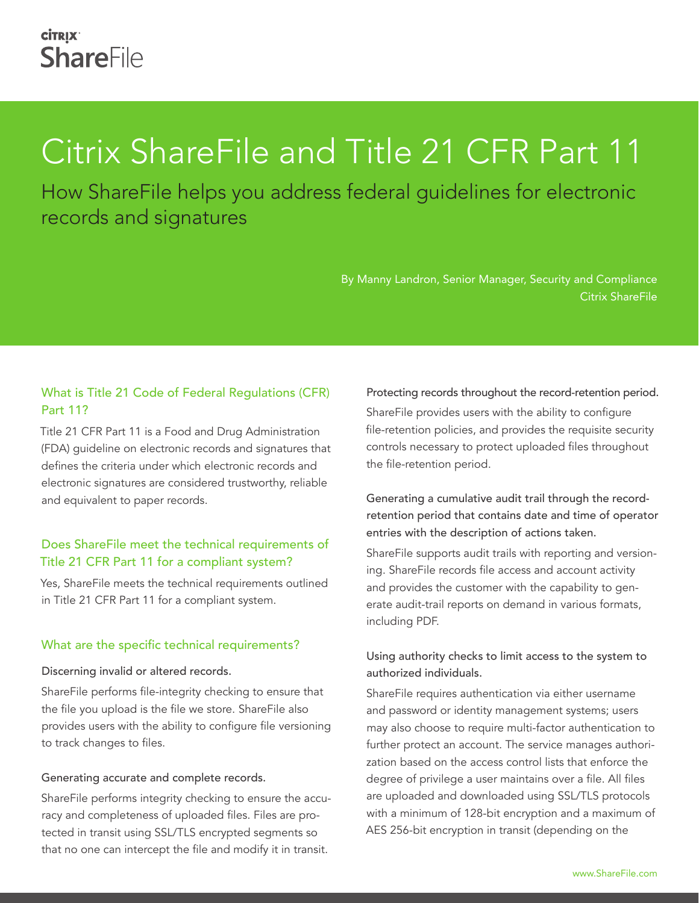Citrix ShareFile

# Citrix ShareFile and Title 21 CFR Part 11

## How ShareFile helps you address federal guidelines for electronic records and signatures

By Manny Landron, Senior Manager, Security and Compliance
Citrix ShareFile

### What is Title 21 Code of Federal Regulations (CFR) Part 11?

Title 21 CFR Part 11 is a Food and Drug Administration (FDA) guideline on electronic records and signatures that defines the criteria under which electronic records and electronic signatures are considered trustworthy, reliable and equivalent to paper records.

### Does ShareFile meet the technical requirements of Title 21 CFR Part 11 for a compliant system?

Yes, ShareFile meets the technical requirements outlined in Title 21 CFR Part 11 for a compliant system.

### What are the specific technical requirements?

#### Discerning invalid or altered records.

ShareFile performs file-integrity checking to ensure that the file you upload is the file we store. ShareFile also provides users with the ability to configure file versioning to track changes to files.

#### Generating accurate and complete records.

ShareFile performs integrity checking to ensure the accuracy and completeness of uploaded files. Files are protected in transit using SSL/TLS encrypted segments so that no one can intercept the file and modify it in transit.

#### Protecting records throughout the record-retention period.

ShareFile provides users with the ability to configure file-retention policies, and provides the requisite security controls necessary to protect uploaded files throughout the file-retention period.

#### Generating a cumulative audit trail through the record-retention period that contains date and time of operator entries with the description of actions taken.

ShareFile supports audit trails with reporting and versioning. ShareFile records file access and account activity and provides the customer with the capability to generate audit-trail reports on demand in various formats, including PDF.

#### Using authority checks to limit access to the system to authorized individuals.

ShareFile requires authentication via either username and password or identity management systems; users may also choose to require multi-factor authentication to further protect an account. The service manages authorization based on the access control lists that enforce the degree of privilege a user maintains over a file. All files are uploaded and downloaded using SSL/TLS protocols with a minimum of 128-bit encryption and a maximum of AES 256-bit encryption in transit (depending on the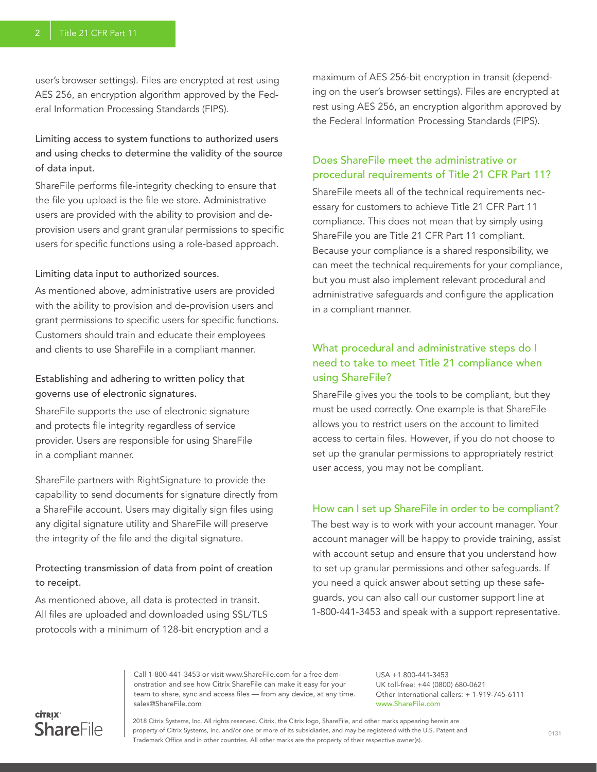user's browser settings). Files are encrypted at rest using AES 256, an encryption algorithm approved by the Federal Information Processing Standards (FIPS).

### Limiting access to system functions to authorized users and using checks to determine the validity of the source of data input.

ShareFile performs file-integrity checking to ensure that the file you upload is the file we store. Administrative users are provided with the ability to provision and de-provision users and grant granular permissions to specific users for specific functions using a role-based approach.

### Limiting data input to authorized sources.

As mentioned above, administrative users are provided with the ability to provision and de-provision users and grant permissions to specific users for specific functions. Customers should train and educate their employees and clients to use ShareFile in a compliant manner.

### Establishing and adhering to written policy that governs use of electronic signatures.

ShareFile supports the use of electronic signature and protects file integrity regardless of service provider. Users are responsible for using ShareFile in a compliant manner.

ShareFile partners with RightSignature to provide the capability to send documents for signature directly from a ShareFile account. Users may digitally sign files using any digital signature utility and ShareFile will preserve the integrity of the file and the digital signature.

### Protecting transmission of data from point of creation to receipt.

As mentioned above, all data is protected in transit. All files are uploaded and downloaded using SSL/TLS protocols with a minimum of 128-bit encryption and a maximum of AES 256-bit encryption in transit (depending on the user's browser settings). Files are encrypted at rest using AES 256, an encryption algorithm approved by the Federal Information Processing Standards (FIPS).

## Does ShareFile meet the administrative or procedural requirements of Title 21 CFR Part 11?

ShareFile meets all of the technical requirements necessary for customers to achieve Title 21 CFR Part 11 compliance. This does not mean that by simply using ShareFile you are Title 21 CFR Part 11 compliant. Because your compliance is a shared responsibility, we can meet the technical requirements for your compliance, but you must also implement relevant procedural and administrative safeguards and configure the application in a compliant manner.

## What procedural and administrative steps do I need to take to meet Title 21 compliance when using ShareFile?

ShareFile gives you the tools to be compliant, but they must be used correctly. One example is that ShareFile allows you to restrict users on the account to limited access to certain files. However, if you do not choose to set up the granular permissions to appropriately restrict user access, you may not be compliant.

## How can I set up ShareFile in order to be compliant?

The best way is to work with your account manager. Your account manager will be happy to provide training, assist with account setup and ensure that you understand how to set up granular permissions and other safeguards. If you need a quick answer about setting up these safeguards, you can also call our customer support line at 1-800-441-3453 and speak with a support representative.

Call 1-800-441-3453 or visit www.ShareFile.com for a free demonstration and see how Citrix ShareFile can make it easy for your team to share, sync and access files — from any device, at any time. sales@ShareFile.com

USA +1 800-441-3453
UK toll-free: +44 (0800) 680-0621
Other International callers: + 1-919-745-6111
www.ShareFile.com

CITRIX ShareFile

2018 Citrix Systems, Inc. All rights reserved. Citrix, the Citrix logo, ShareFile, and other marks appearing herein are property of Citrix Systems, Inc. and/or one or more of its subsidiaries, and may be registered with the U.S. Patent and Trademark Office and in other countries. All other marks are the property of their respective owner(s).

0131